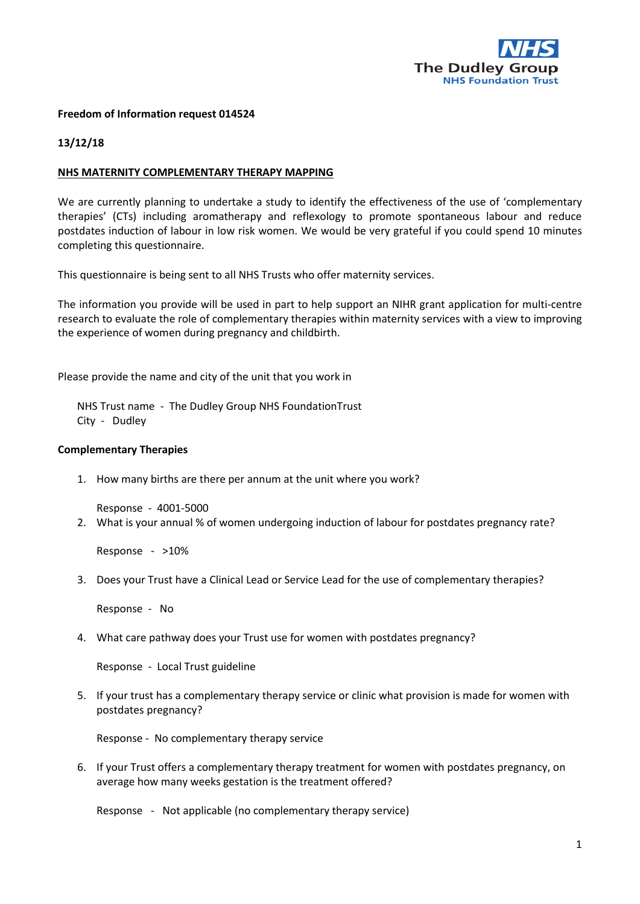The Dudley Group
NHS Foundation Trust

**Freedom of Information request 014524**

**13/12/18**

**NHS MATERNITY COMPLEMENTARY THERAPY MAPPING**

We are currently planning to undertake a study to identify the effectiveness of the use of 'complementary therapies' (CTs) including aromatherapy and reflexology to promote spontaneous labour and reduce postdates induction of labour in low risk women. We would be very grateful if you could spend 10 minutes completing this questionnaire.

This questionnaire is being sent to all NHS Trusts who offer maternity services.

The information you provide will be used in part to help support an NIHR grant application for multi-centre research to evaluate the role of complementary therapies within maternity services with a view to improving the experience of women during pregnancy and childbirth.

Please provide the name and city of the unit that you work in

NHS Trust name - The Dudley Group NHS FoundationTrust
City - Dudley

**Complementary Therapies**

1. How many births are there per annum at the unit where you work?

   Response - 4001-5000

2. What is your annual % of women undergoing induction of labour for postdates pregnancy rate?

   Response - >10%

3. Does your Trust have a Clinical Lead or Service Lead for the use of complementary therapies?

   Response - No

4. What care pathway does your Trust use for women with postdates pregnancy?

   Response - Local Trust guideline

5. If your trust has a complementary therapy service or clinic what provision is made for women with postdates pregnancy?

   Response - No complementary therapy service

6. If your Trust offers a complementary therapy treatment for women with postdates pregnancy, on average how many weeks gestation is the treatment offered?

   Response - Not applicable (no complementary therapy service)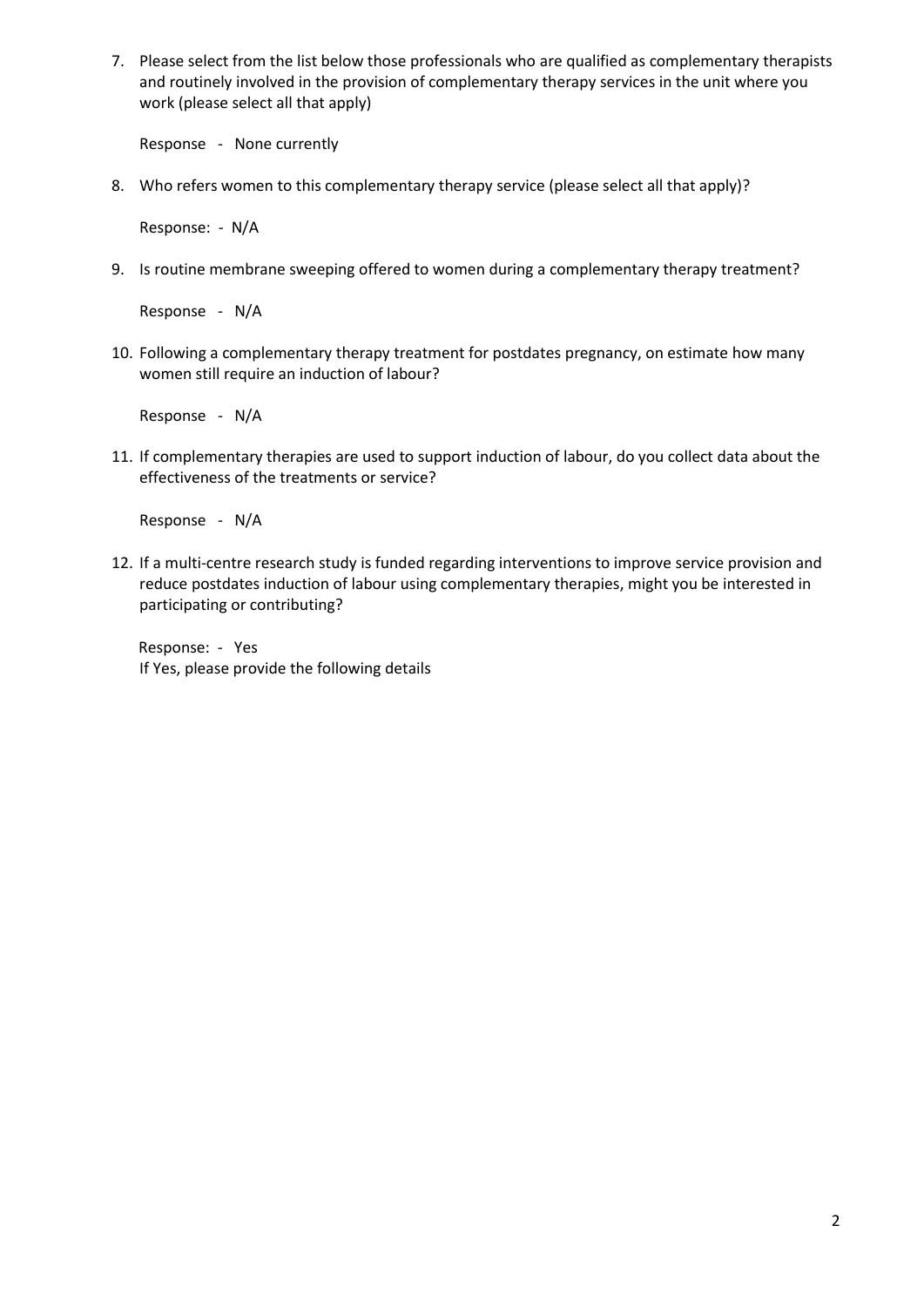7. Please select from the list below those professionals who are qualified as complementary therapists and routinely involved in the provision of complementary therapy services in the unit where you work (please select all that apply)

   Response - None currently

8. Who refers women to this complementary therapy service (please select all that apply)?

   Response: - N/A

9. Is routine membrane sweeping offered to women during a complementary therapy treatment?

   Response - N/A

10. Following a complementary therapy treatment for postdates pregnancy, on estimate how many women still require an induction of labour?

    Response - N/A

11. If complementary therapies are used to support induction of labour, do you collect data about the effectiveness of the treatments or service?

    Response - N/A

12. If a multi-centre research study is funded regarding interventions to improve service provision and reduce postdates induction of labour using complementary therapies, might you be interested in participating or contributing?

    Response: - Yes
    If Yes, please provide the following details